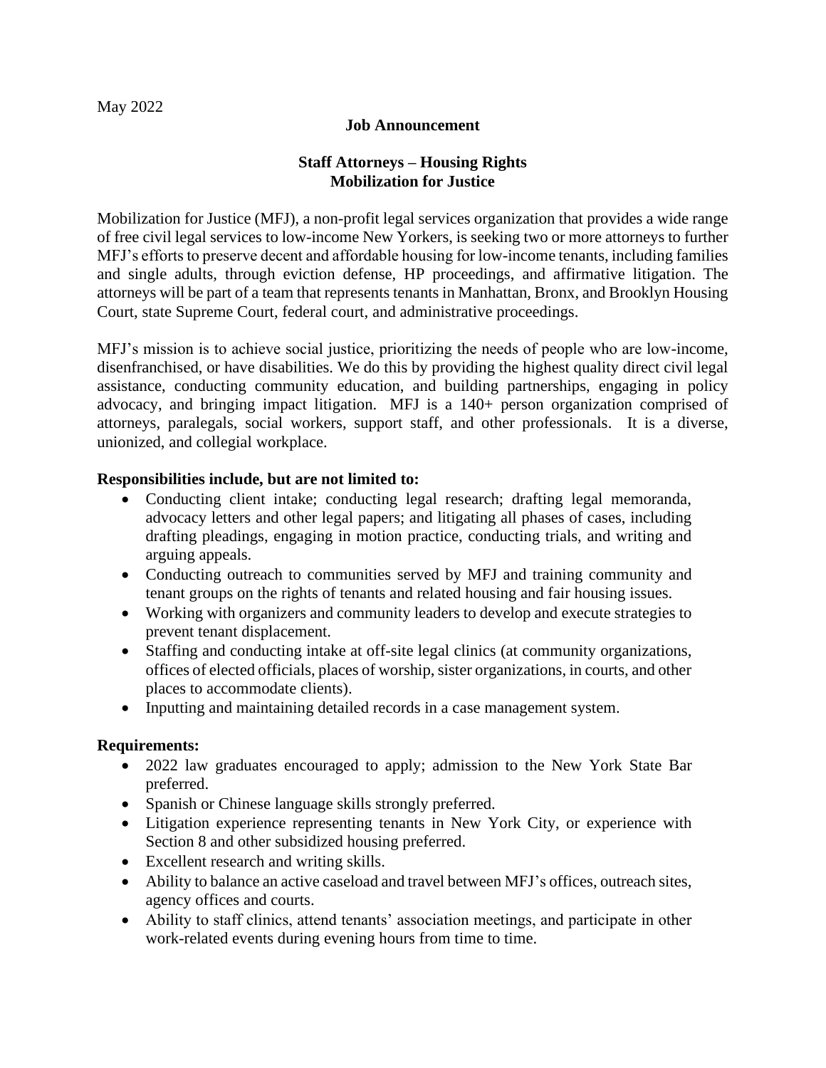May 2022

**Job Announcement**

**Staff Attorneys – Housing Rights**
**Mobilization for Justice**

Mobilization for Justice (MFJ), a non-profit legal services organization that provides a wide range of free civil legal services to low-income New Yorkers, is seeking two or more attorneys to further MFJ's efforts to preserve decent and affordable housing for low-income tenants, including families and single adults, through eviction defense, HP proceedings, and affirmative litigation. The attorneys will be part of a team that represents tenants in Manhattan, Bronx, and Brooklyn Housing Court, state Supreme Court, federal court, and administrative proceedings.

MFJ's mission is to achieve social justice, prioritizing the needs of people who are low-income, disenfranchised, or have disabilities. We do this by providing the highest quality direct civil legal assistance, conducting community education, and building partnerships, engaging in policy advocacy, and bringing impact litigation. MFJ is a 140+ person organization comprised of attorneys, paralegals, social workers, support staff, and other professionals. It is a diverse, unionized, and collegial workplace.

**Responsibilities include, but are not limited to:**

- Conducting client intake; conducting legal research; drafting legal memoranda, advocacy letters and other legal papers; and litigating all phases of cases, including drafting pleadings, engaging in motion practice, conducting trials, and writing and arguing appeals.
- Conducting outreach to communities served by MFJ and training community and tenant groups on the rights of tenants and related housing and fair housing issues.
- Working with organizers and community leaders to develop and execute strategies to prevent tenant displacement.
- Staffing and conducting intake at off-site legal clinics (at community organizations, offices of elected officials, places of worship, sister organizations, in courts, and other places to accommodate clients).
- Inputting and maintaining detailed records in a case management system.

**Requirements:**

- 2022 law graduates encouraged to apply; admission to the New York State Bar preferred.
- Spanish or Chinese language skills strongly preferred.
- Litigation experience representing tenants in New York City, or experience with Section 8 and other subsidized housing preferred.
- Excellent research and writing skills.
- Ability to balance an active caseload and travel between MFJ's offices, outreach sites, agency offices and courts.
- Ability to staff clinics, attend tenants' association meetings, and participate in other work-related events during evening hours from time to time.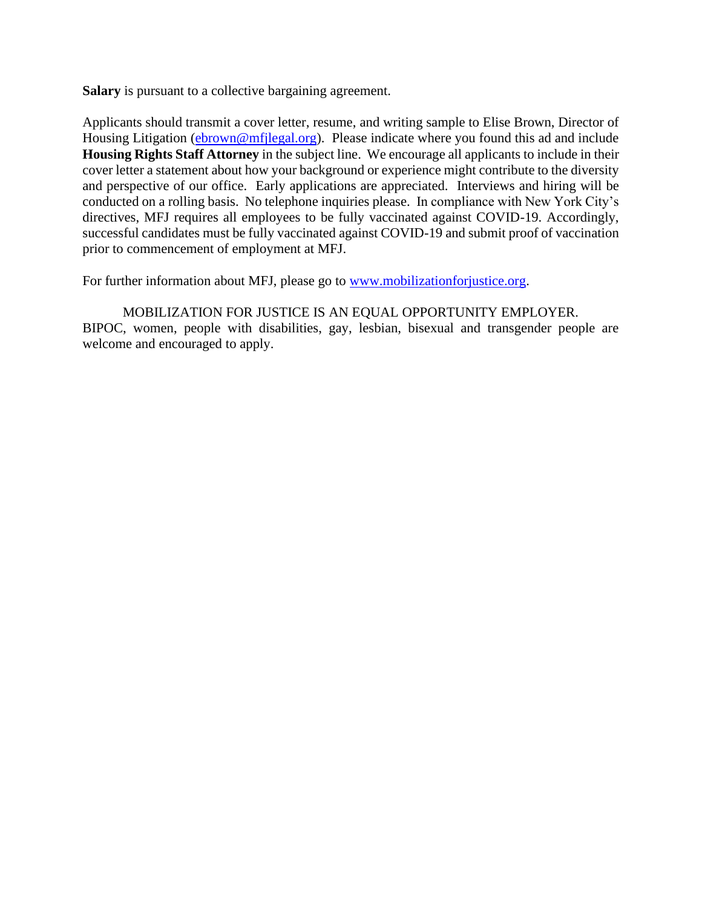**Salary** is pursuant to a collective bargaining agreement.

Applicants should transmit a cover letter, resume, and writing sample to Elise Brown, Director of Housing Litigation (ebrown@mfjlegal.org). Please indicate where you found this ad and include **Housing Rights Staff Attorney** in the subject line. We encourage all applicants to include in their cover letter a statement about how your background or experience might contribute to the diversity and perspective of our office. Early applications are appreciated. Interviews and hiring will be conducted on a rolling basis. No telephone inquiries please. In compliance with New York City's directives, MFJ requires all employees to be fully vaccinated against COVID-19. Accordingly, successful candidates must be fully vaccinated against COVID-19 and submit proof of vaccination prior to commencement of employment at MFJ.

For further information about MFJ, please go to www.mobilizationforjustice.org.

MOBILIZATION FOR JUSTICE IS AN EQUAL OPPORTUNITY EMPLOYER.
BIPOC, women, people with disabilities, gay, lesbian, bisexual and transgender people are welcome and encouraged to apply.